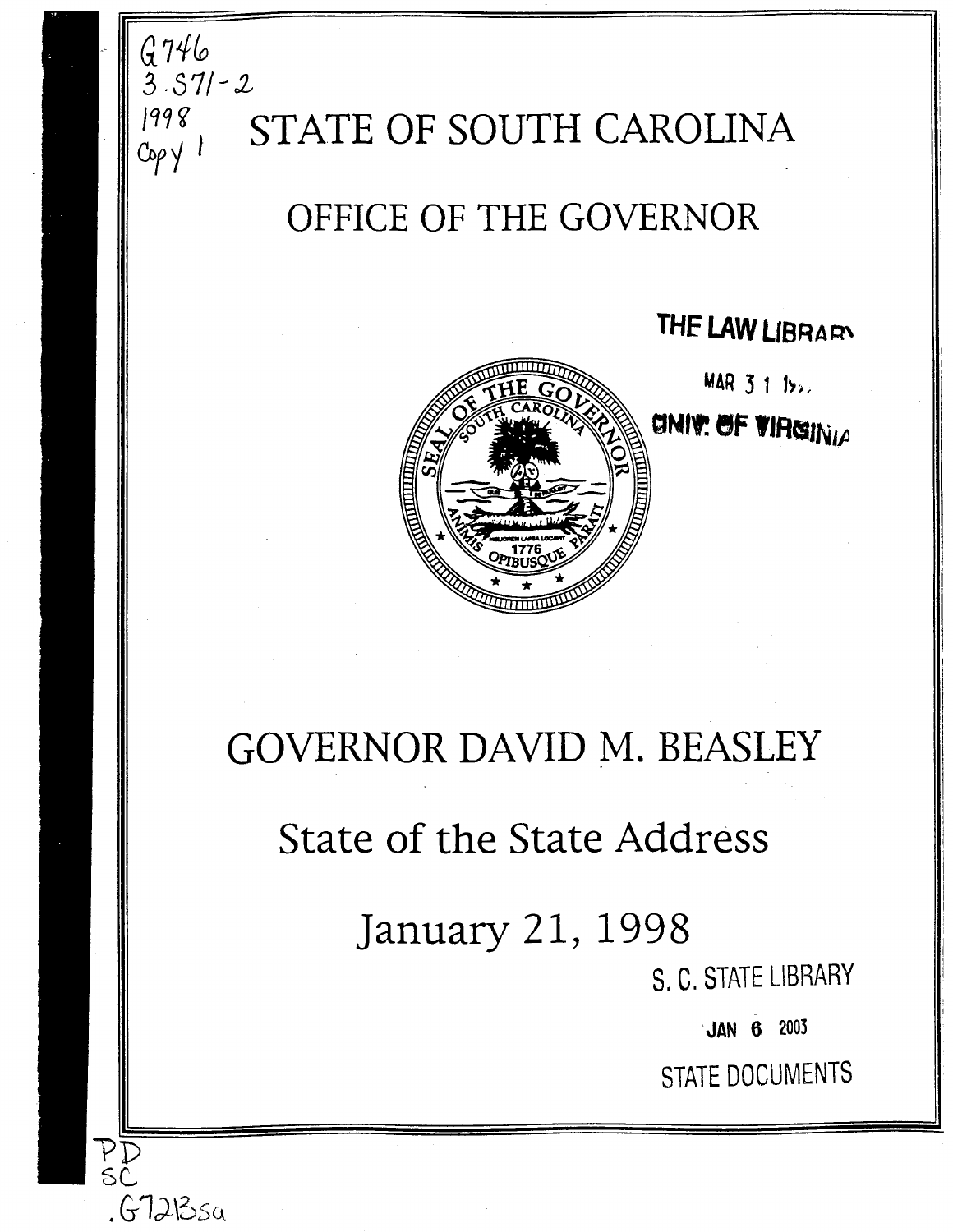G746
3.S71-2
1998
Copy 1

# STATE OF SOUTH CAROLINA

## OFFICE OF THE GOVERNOR

THE LAW LIBRARY
MAR 3 1 19..
UNIV. OF VIRGINIA

SEAL OF THE GOVERNOR
SOUTH CAROLINA
ANIMIS OPIBUSQUE PARATI
1776

# GOVERNOR DAVID M. BEASLEY

## State of the State Address

## January 21, 1998

S. C. STATE LIBRARY
JAN 6 2003
STATE DOCUMENTS

PD
SC
.G7213sa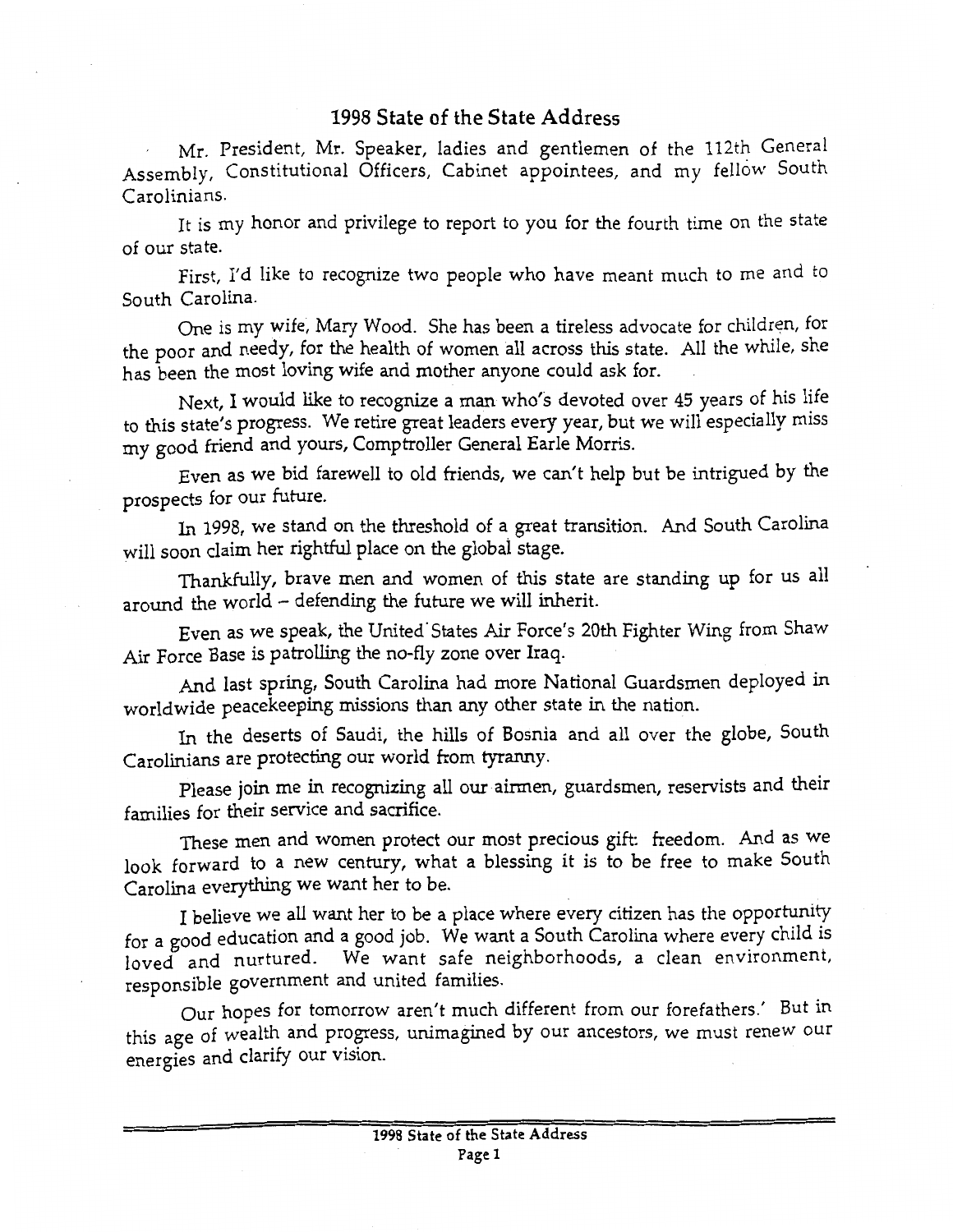# 1998 State of the State Address

Mr. President, Mr. Speaker, ladies and gentlemen of the 112th General Assembly, Constitutional Officers, Cabinet appointees, and my fellow South Carolinians.

It is my honor and privilege to report to you for the fourth time on the state of our state.

First, I'd like to recognize two people who have meant much to me and to South Carolina.

One is my wife, Mary Wood. She has been a tireless advocate for children, for the poor and needy, for the health of women all across this state. All the while, she has been the most loving wife and mother anyone could ask for.

Next, I would like to recognize a man who's devoted over 45 years of his life to this state's progress. We retire great leaders every year, but we will especially miss my good friend and yours, Comptroller General Earle Morris.

Even as we bid farewell to old friends, we can't help but be intrigued by the prospects for our future.

In 1998, we stand on the threshold of a great transition. And South Carolina will soon claim her rightful place on the global stage.

Thankfully, brave men and women of this state are standing up for us all around the world – defending the future we will inherit.

Even as we speak, the United States Air Force's 20th Fighter Wing from Shaw Air Force Base is patrolling the no-fly zone over Iraq.

And last spring, South Carolina had more National Guardsmen deployed in worldwide peacekeeping missions than any other state in the nation.

In the deserts of Saudi, the hills of Bosnia and all over the globe, South Carolinians are protecting our world from tyranny.

Please join me in recognizing all our airmen, guardsmen, reservists and their families for their service and sacrifice.

These men and women protect our most precious gift: freedom. And as we look forward to a new century, what a blessing it is to be free to make South Carolina everything we want her to be.

I believe we all want her to be a place where every citizen has the opportunity for a good education and a good job. We want a South Carolina where every child is loved and nurtured. We want safe neighborhoods, a clean environment, responsible government and united families.

Our hopes for tomorrow aren't much different from our forefathers.' But in this age of wealth and progress, unimagined by our ancestors, we must renew our energies and clarify our vision.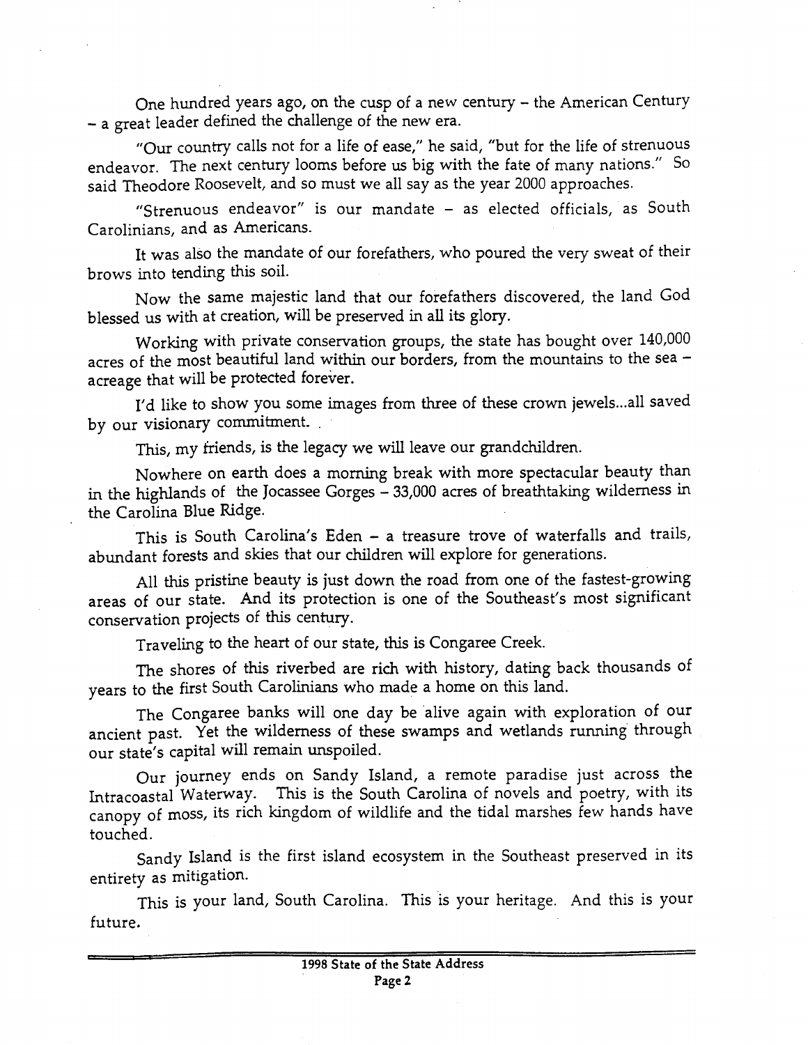One hundred years ago, on the cusp of a new century – the American Century – a great leader defined the challenge of the new era.

"Our country calls not for a life of ease," he said, "but for the life of strenuous endeavor. The next century looms before us big with the fate of many nations." So said Theodore Roosevelt, and so must we all say as the year 2000 approaches.

"Strenuous endeavor" is our mandate – as elected officials, as South Carolinians, and as Americans.

It was also the mandate of our forefathers, who poured the very sweat of their brows into tending this soil.

Now the same majestic land that our forefathers discovered, the land God blessed us with at creation, will be preserved in all its glory.

Working with private conservation groups, the state has bought over 140,000 acres of the most beautiful land within our borders, from the mountains to the sea – acreage that will be protected forever.

I'd like to show you some images from three of these crown jewels...all saved by our visionary commitment.

This, my friends, is the legacy we will leave our grandchildren.

Nowhere on earth does a morning break with more spectacular beauty than in the highlands of the Jocassee Gorges – 33,000 acres of breathtaking wilderness in the Carolina Blue Ridge.

This is South Carolina's Eden – a treasure trove of waterfalls and trails, abundant forests and skies that our children will explore for generations.

All this pristine beauty is just down the road from one of the fastest-growing areas of our state. And its protection is one of the Southeast's most significant conservation projects of this century.

Traveling to the heart of our state, this is Congaree Creek.

The shores of this riverbed are rich with history, dating back thousands of years to the first South Carolinians who made a home on this land.

The Congaree banks will one day be alive again with exploration of our ancient past. Yet the wilderness of these swamps and wetlands running through our state's capital will remain unspoiled.

Our journey ends on Sandy Island, a remote paradise just across the Intracoastal Waterway. This is the South Carolina of novels and poetry, with its canopy of moss, its rich kingdom of wildlife and the tidal marshes few hands have touched.

Sandy Island is the first island ecosystem in the Southeast preserved in its entirety as mitigation.

This is your land, South Carolina. This is your heritage. And this is your future.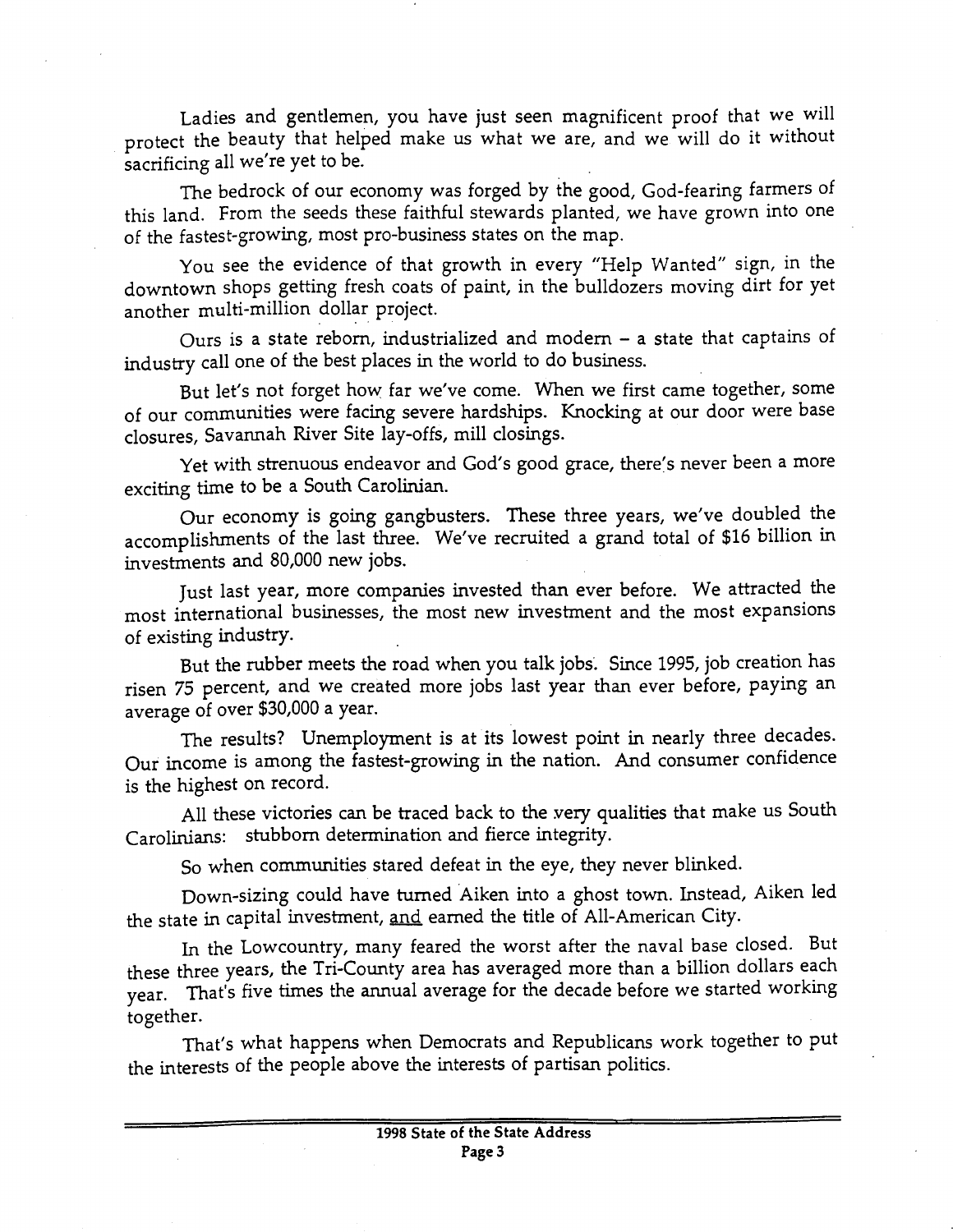Ladies and gentlemen, you have just seen magnificent proof that we will protect the beauty that helped make us what we are, and we will do it without sacrificing all we're yet to be.

The bedrock of our economy was forged by the good, God-fearing farmers of this land. From the seeds these faithful stewards planted, we have grown into one of the fastest-growing, most pro-business states on the map.

You see the evidence of that growth in every "Help Wanted" sign, in the downtown shops getting fresh coats of paint, in the bulldozers moving dirt for yet another multi-million dollar project.

Ours is a state reborn, industrialized and modern – a state that captains of industry call one of the best places in the world to do business.

But let's not forget how far we've come. When we first came together, some of our communities were facing severe hardships. Knocking at our door were base closures, Savannah River Site lay-offs, mill closings.

Yet with strenuous endeavor and God's good grace, there's never been a more exciting time to be a South Carolinian.

Our economy is going gangbusters. These three years, we've doubled the accomplishments of the last three. We've recruited a grand total of $16 billion in investments and 80,000 new jobs.

Just last year, more companies invested than ever before. We attracted the most international businesses, the most new investment and the most expansions of existing industry.

But the rubber meets the road when you talk jobs. Since 1995, job creation has risen 75 percent, and we created more jobs last year than ever before, paying an average of over $30,000 a year.

The results? Unemployment is at its lowest point in nearly three decades. Our income is among the fastest-growing in the nation. And consumer confidence is the highest on record.

All these victories can be traced back to the very qualities that make us South Carolinians: stubborn determination and fierce integrity.

So when communities stared defeat in the eye, they never blinked.

Down-sizing could have turned Aiken into a ghost town. Instead, Aiken led the state in capital investment, <u>and</u> earned the title of All-American City.

In the Lowcountry, many feared the worst after the naval base closed. But these three years, the Tri-County area has averaged more than a billion dollars each year. That's five times the annual average for the decade before we started working together.

That's what happens when Democrats and Republicans work together to put the interests of the people above the interests of partisan politics.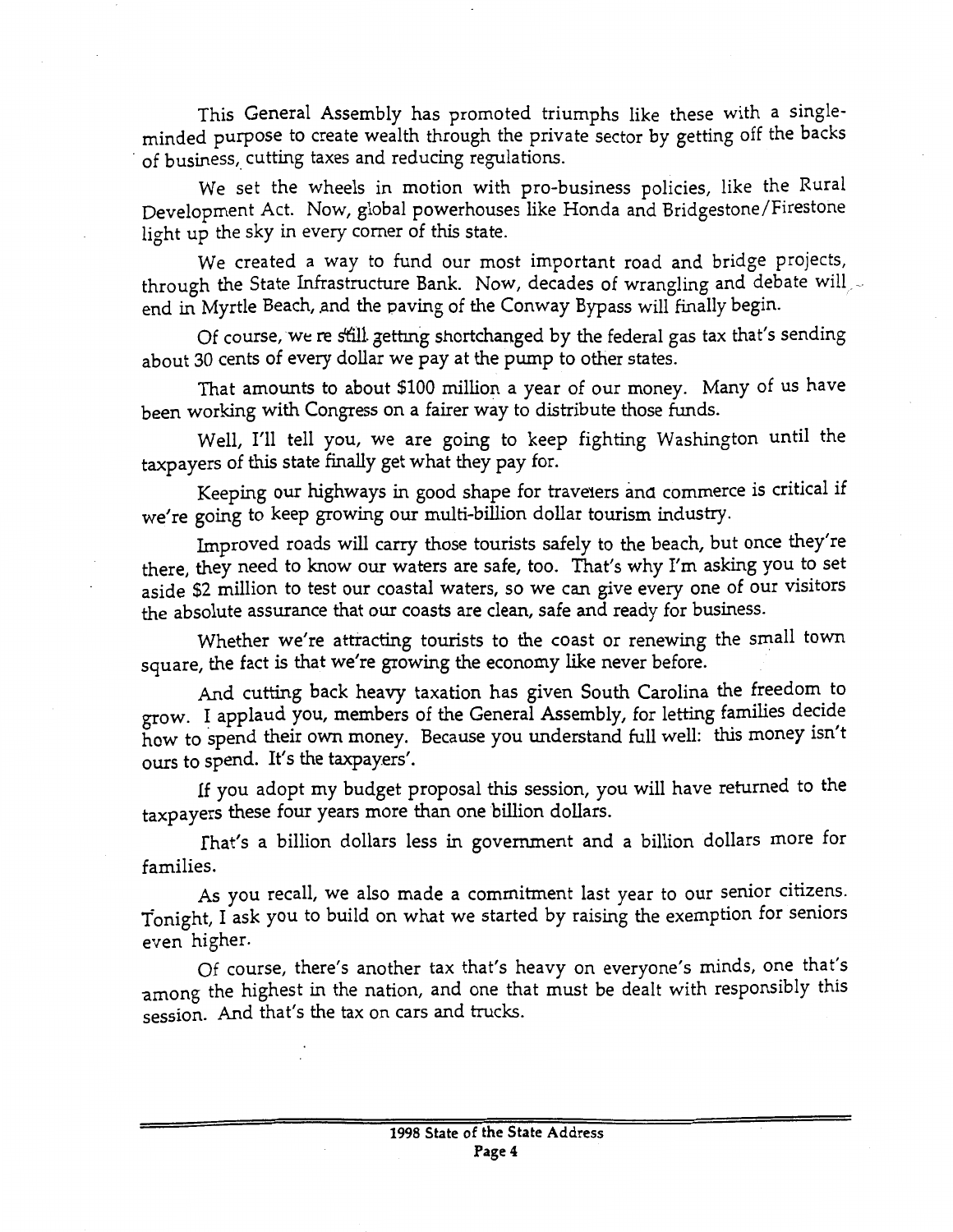This General Assembly has promoted triumphs like these with a single-minded purpose to create wealth through the private sector by getting off the backs of business, cutting taxes and reducing regulations.

We set the wheels in motion with pro-business policies, like the Rural Development Act. Now, global powerhouses like Honda and Bridgestone/Firestone light up the sky in every corner of this state.

We created a way to fund our most important road and bridge projects, through the State Infrastructure Bank. Now, decades of wrangling and debate will end in Myrtle Beach, and the paving of the Conway Bypass will finally begin.

Of course, we're still getting shortchanged by the federal gas tax that's sending about 30 cents of every dollar we pay at the pump to other states.

That amounts to about $100 million a year of our money. Many of us have been working with Congress on a fairer way to distribute those funds.

Well, I'll tell you, we are going to keep fighting Washington until the taxpayers of this state finally get what they pay for.

Keeping our highways in good shape for travelers and commerce is critical if we're going to keep growing our multi-billion dollar tourism industry.

Improved roads will carry those tourists safely to the beach, but once they're there, they need to know our waters are safe, too. That's why I'm asking you to set aside $2 million to test our coastal waters, so we can give every one of our visitors the absolute assurance that our coasts are clean, safe and ready for business.

Whether we're attracting tourists to the coast or renewing the small town square, the fact is that we're growing the economy like never before.

And cutting back heavy taxation has given South Carolina the freedom to grow. I applaud you, members of the General Assembly, for letting families decide how to spend their own money. Because you understand full well: this money isn't ours to spend. It's the taxpayers'.

If you adopt my budget proposal this session, you will have returned to the taxpayers these four years more than one billion dollars.

That's a billion dollars less in government and a billion dollars more for families.

As you recall, we also made a commitment last year to our senior citizens. Tonight, I ask you to build on what we started by raising the exemption for seniors even higher.

Of course, there's another tax that's heavy on everyone's minds, one that's among the highest in the nation, and one that must be dealt with responsibly this session. And that's the tax on cars and trucks.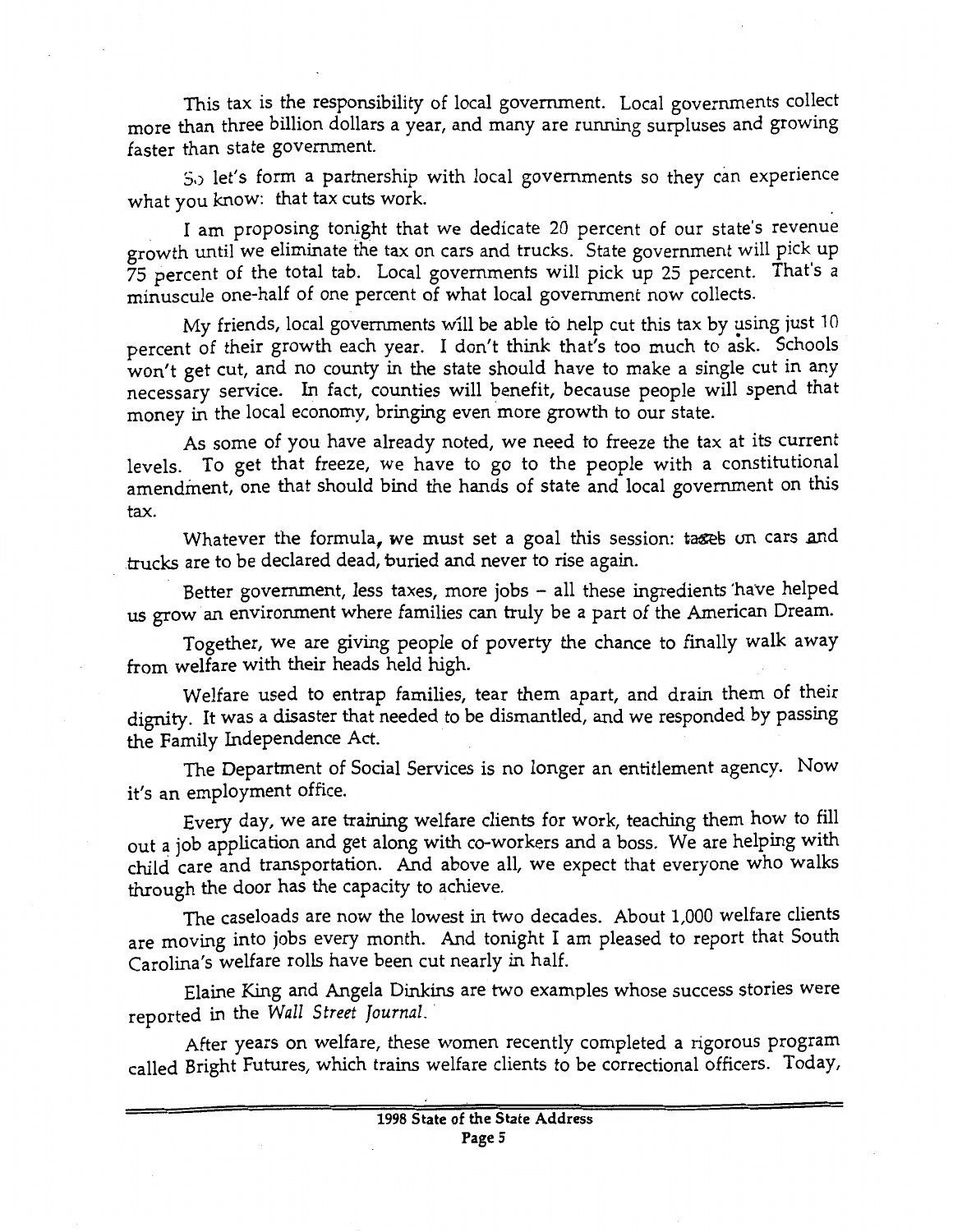This tax is the responsibility of local government. Local governments collect more than three billion dollars a year, and many are running surpluses and growing faster than state government.

So let's form a partnership with local governments so they can experience what you know: that tax cuts work.

I am proposing tonight that we dedicate 20 percent of our state's revenue growth until we eliminate the tax on cars and trucks. State government will pick up 75 percent of the total tab. Local governments will pick up 25 percent. That's a minuscule one-half of one percent of what local government now collects.

My friends, local governments will be able to help cut this tax by using just 10 percent of their growth each year. I don't think that's too much to ask. Schools won't get cut, and no county in the state should have to make a single cut in any necessary service. In fact, counties will benefit, because people will spend that money in the local economy, bringing even more growth to our state.

As some of you have already noted, we need to freeze the tax at its current levels. To get that freeze, we have to go to the people with a constitutional amendment, one that should bind the hands of state and local government on this tax.

Whatever the formula, we must set a goal this session: taxes on cars and trucks are to be declared dead, buried and never to rise again.

Better government, less taxes, more jobs – all these ingredients have helped us grow an environment where families can truly be a part of the American Dream.

Together, we are giving people of poverty the chance to finally walk away from welfare with their heads held high.

Welfare used to entrap families, tear them apart, and drain them of their dignity. It was a disaster that needed to be dismantled, and we responded by passing the Family Independence Act.

The Department of Social Services is no longer an entitlement agency. Now it's an employment office.

Every day, we are training welfare clients for work, teaching them how to fill out a job application and get along with co-workers and a boss. We are helping with child care and transportation. And above all, we expect that everyone who walks through the door has the capacity to achieve.

The caseloads are now the lowest in two decades. About 1,000 welfare clients are moving into jobs every month. And tonight I am pleased to report that South Carolina's welfare rolls have been cut nearly in half.

Elaine King and Angela Dinkins are two examples whose success stories were reported in the *Wall Street Journal*.

After years on welfare, these women recently completed a rigorous program called Bright Futures, which trains welfare clients to be correctional officers. Today,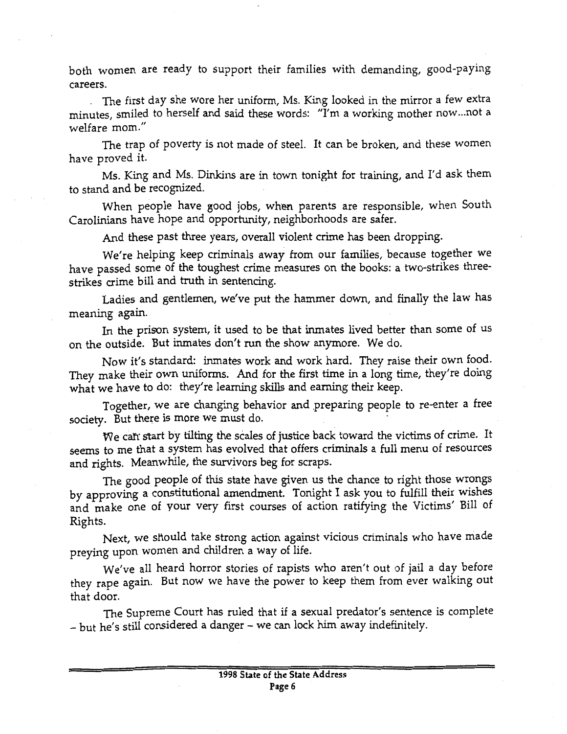both women are ready to support their families with demanding, good-paying careers.

The first day she wore her uniform, Ms. King looked in the mirror a few extra minutes, smiled to herself and said these words: "I'm a working mother now...not a welfare mom."

The trap of poverty is not made of steel. It can be broken, and these women have proved it.

Ms. King and Ms. Dinkins are in town tonight for training, and I'd ask them to stand and be recognized.

When people have good jobs, when parents are responsible, when South Carolinians have hope and opportunity, neighborhoods are safer.

And these past three years, overall violent crime has been dropping.

We're helping keep criminals away from our families, because together we have passed some of the toughest crime measures on the books: a two-strikes three-strikes crime bill and truth in sentencing.

Ladies and gentlemen, we've put the hammer down, and finally the law has meaning again.

In the prison system, it used to be that inmates lived better than some of us on the outside. But inmates don't run the show anymore. We do.

Now it's standard: inmates work and work hard. They raise their own food. They make their own uniforms. And for the first time in a long time, they're doing what we have to do: they're learning skills and earning their keep.

Together, we are changing behavior and preparing people to re-enter a free society. But there is more we must do.

We can start by tilting the scales of justice back toward the victims of crime. It seems to me that a system has evolved that offers criminals a full menu of resources and rights. Meanwhile, the survivors beg for scraps.

The good people of this state have given us the chance to right those wrongs by approving a constitutional amendment. Tonight I ask you to fulfill their wishes and make one of your very first courses of action ratifying the Victims' Bill of Rights.

Next, we should take strong action against vicious criminals who have made preying upon women and children a way of life.

We've all heard horror stories of rapists who aren't out of jail a day before they rape again. But now we have the power to keep them from ever walking out that door.

The Supreme Court has ruled that if a sexual predator's sentence is complete – but he's still considered a danger – we can lock him away indefinitely.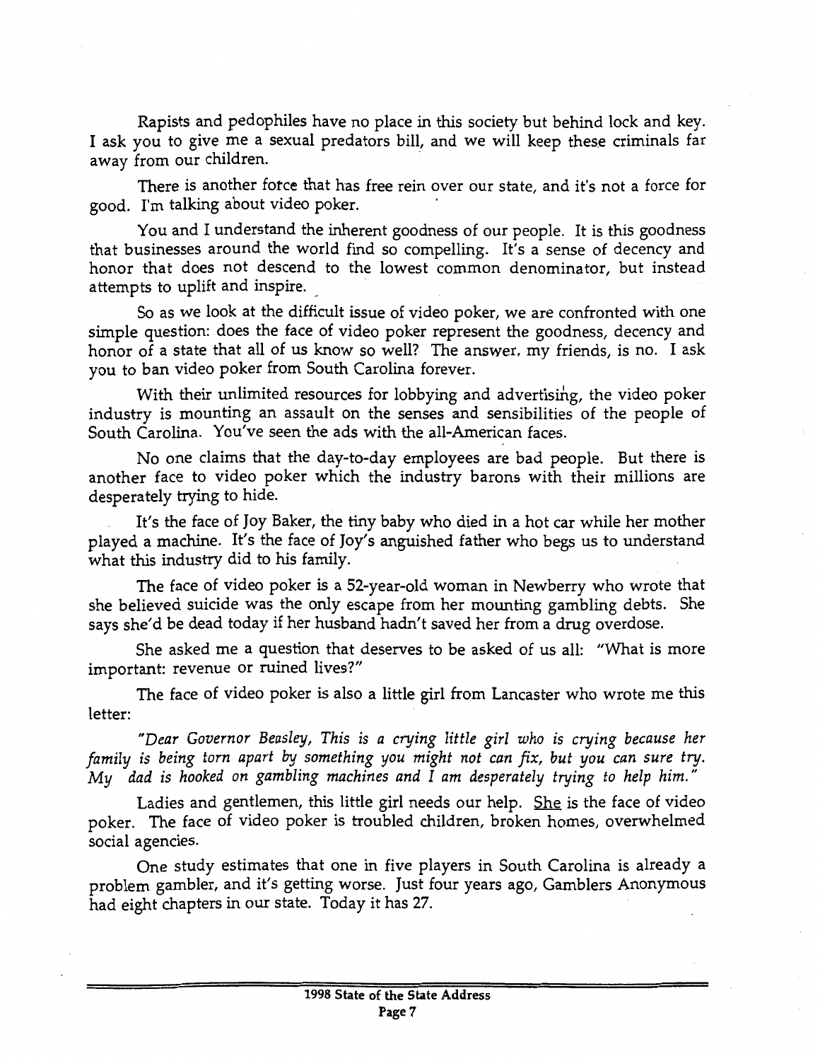Rapists and pedophiles have no place in this society but behind lock and key. I ask you to give me a sexual predators bill, and we will keep these criminals far away from our children.

There is another force that has free rein over our state, and it's not a force for good. I'm talking about video poker.

You and I understand the inherent goodness of our people. It is this goodness that businesses around the world find so compelling. It's a sense of decency and honor that does not descend to the lowest common denominator, but instead attempts to uplift and inspire.

So as we look at the difficult issue of video poker, we are confronted with one simple question: does the face of video poker represent the goodness, decency and honor of a state that all of us know so well? The answer, my friends, is no. I ask you to ban video poker from South Carolina forever.

With their unlimited resources for lobbying and advertising, the video poker industry is mounting an assault on the senses and sensibilities of the people of South Carolina. You've seen the ads with the all-American faces.

No one claims that the day-to-day employees are bad people. But there is another face to video poker which the industry barons with their millions are desperately trying to hide.

It's the face of Joy Baker, the tiny baby who died in a hot car while her mother played a machine. It's the face of Joy's anguished father who begs us to understand what this industry did to his family.

The face of video poker is a 52-year-old woman in Newberry who wrote that she believed suicide was the only escape from her mounting gambling debts. She says she'd be dead today if her husband hadn't saved her from a drug overdose.

She asked me a question that deserves to be asked of us all: "What is more important: revenue or ruined lives?"

The face of video poker is also a little girl from Lancaster who wrote me this letter:

*"Dear Governor Beasley, This is a crying little girl who is crying because her family is being torn apart by something you might not can fix, but you can sure try. My dad is hooked on gambling machines and I am desperately trying to help him."*

Ladies and gentlemen, this little girl needs our help. <u>She</u> is the face of video poker. The face of video poker is troubled children, broken homes, overwhelmed social agencies.

One study estimates that one in five players in South Carolina is already a problem gambler, and it's getting worse. Just four years ago, Gamblers Anonymous had eight chapters in our state. Today it has 27.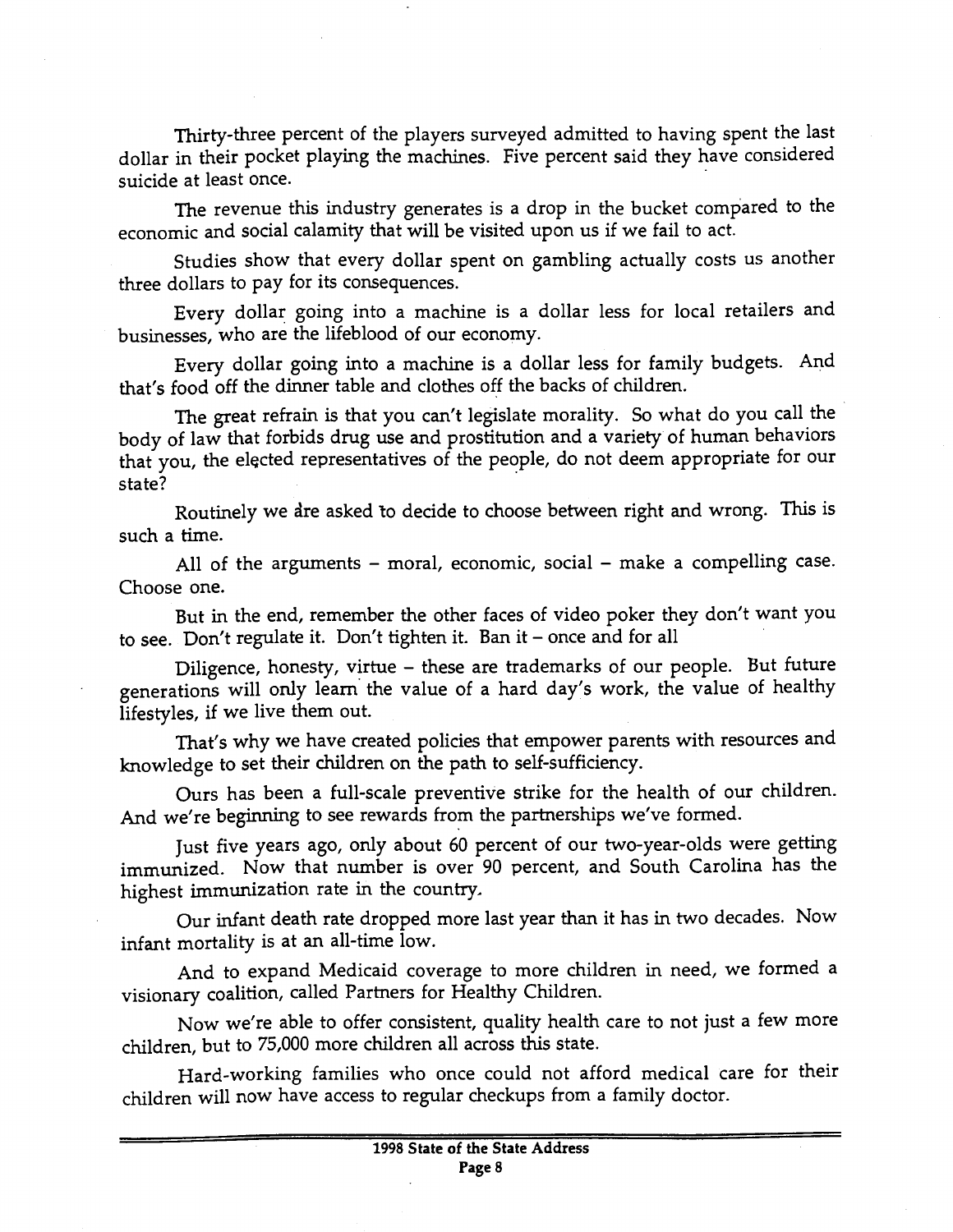Thirty-three percent of the players surveyed admitted to having spent the last dollar in their pocket playing the machines. Five percent said they have considered suicide at least once.

The revenue this industry generates is a drop in the bucket compared to the economic and social calamity that will be visited upon us if we fail to act.

Studies show that every dollar spent on gambling actually costs us another three dollars to pay for its consequences.

Every dollar going into a machine is a dollar less for local retailers and businesses, who are the lifeblood of our economy.

Every dollar going into a machine is a dollar less for family budgets. And that's food off the dinner table and clothes off the backs of children.

The great refrain is that you can't legislate morality. So what do you call the body of law that forbids drug use and prostitution and a variety of human behaviors that you, the elected representatives of the people, do not deem appropriate for our state?

Routinely we are asked to decide to choose between right and wrong. This is such a time.

All of the arguments – moral, economic, social – make a compelling case. Choose one.

But in the end, remember the other faces of video poker they don't want you to see. Don't regulate it. Don't tighten it. Ban it – once and for all

Diligence, honesty, virtue – these are trademarks of our people. But future generations will only learn the value of a hard day's work, the value of healthy lifestyles, if we live them out.

That's why we have created policies that empower parents with resources and knowledge to set their children on the path to self-sufficiency.

Ours has been a full-scale preventive strike for the health of our children. And we're beginning to see rewards from the partnerships we've formed.

Just five years ago, only about 60 percent of our two-year-olds were getting immunized. Now that number is over 90 percent, and South Carolina has the highest immunization rate in the country.

Our infant death rate dropped more last year than it has in two decades. Now infant mortality is at an all-time low.

And to expand Medicaid coverage to more children in need, we formed a visionary coalition, called Partners for Healthy Children.

Now we're able to offer consistent, quality health care to not just a few more children, but to 75,000 more children all across this state.

Hard-working families who once could not afford medical care for their children will now have access to regular checkups from a family doctor.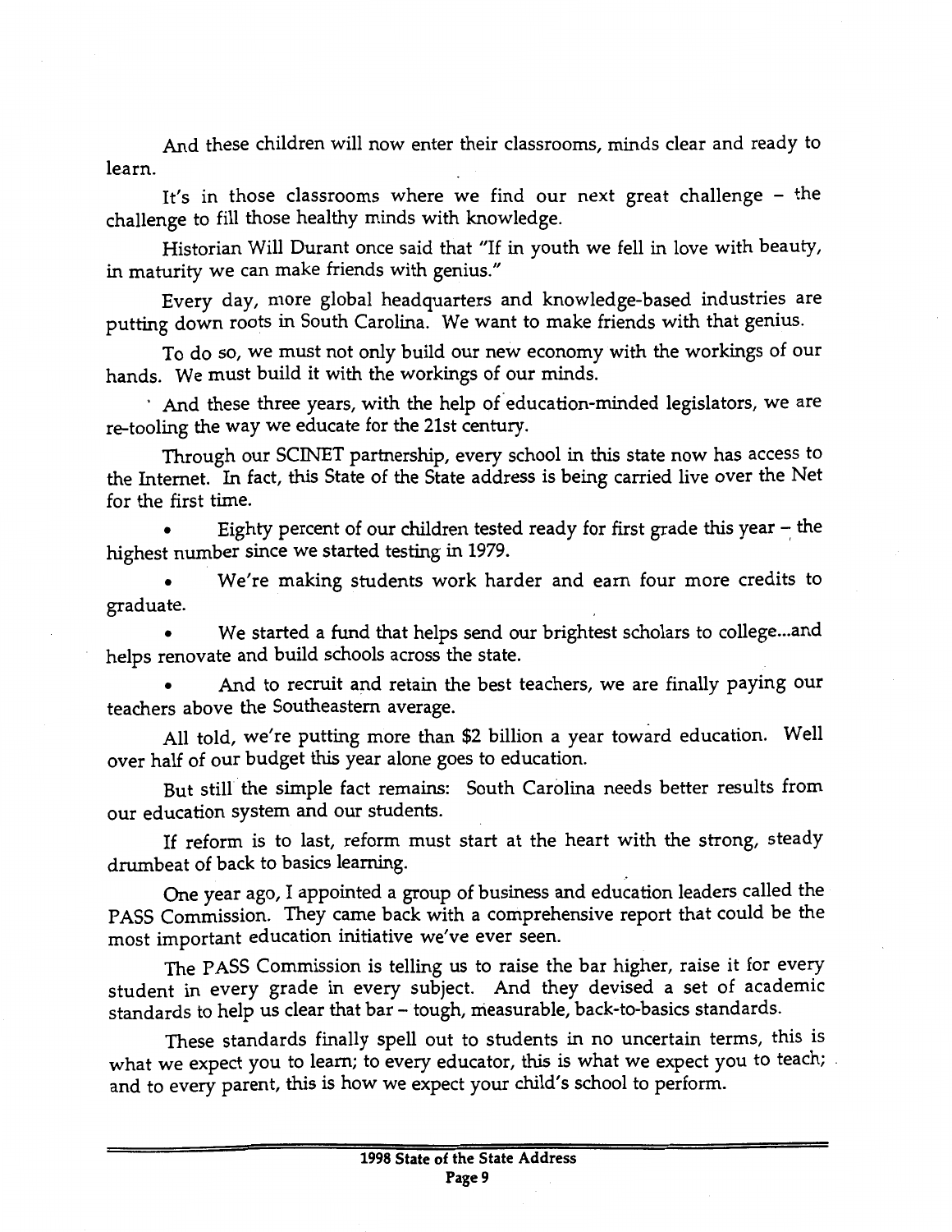And these children will now enter their classrooms, minds clear and ready to learn.

It's in those classrooms where we find our next great challenge – the challenge to fill those healthy minds with knowledge.

Historian Will Durant once said that "If in youth we fell in love with beauty, in maturity we can make friends with genius."

Every day, more global headquarters and knowledge-based industries are putting down roots in South Carolina. We want to make friends with that genius.

To do so, we must not only build our new economy with the workings of our hands. We must build it with the workings of our minds.

And these three years, with the help of education-minded legislators, we are re-tooling the way we educate for the 21st century.

Through our SCINET partnership, every school in this state now has access to the Internet. In fact, this State of the State address is being carried live over the Net for the first time.

- Eighty percent of our children tested ready for first grade this year – the highest number since we started testing in 1979.
- We're making students work harder and earn four more credits to graduate.
- We started a fund that helps send our brightest scholars to college...and helps renovate and build schools across the state.
- And to recruit and retain the best teachers, we are finally paying our teachers above the Southeastern average.

All told, we're putting more than $2 billion a year toward education. Well over half of our budget this year alone goes to education.

But still the simple fact remains: South Carolina needs better results from our education system and our students.

If reform is to last, reform must start at the heart with the strong, steady drumbeat of back to basics learning.

One year ago, I appointed a group of business and education leaders called the PASS Commission. They came back with a comprehensive report that could be the most important education initiative we've ever seen.

The PASS Commission is telling us to raise the bar higher, raise it for every student in every grade in every subject. And they devised a set of academic standards to help us clear that bar – tough, measurable, back-to-basics standards.

These standards finally spell out to students in no uncertain terms, this is what we expect you to learn; to every educator, this is what we expect you to teach; and to every parent, this is how we expect your child's school to perform.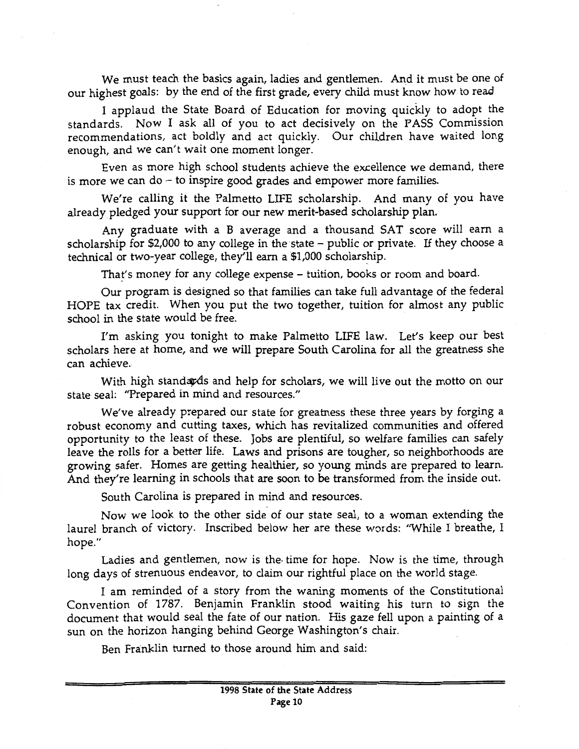We must teach the basics again, ladies and gentlemen. And it must be one of our highest goals: by the end of the first grade, every child must know how to read

I applaud the State Board of Education for moving quickly to adopt the standards. Now I ask all of you to act decisively on the PASS Commission recommendations, act boldly and act quickly. Our children have waited long enough, and we can't wait one moment longer.

Even as more high school students achieve the excellence we demand, there is more we can do – to inspire good grades and empower more families.

We're calling it the Palmetto LIFE scholarship. And many of you have already pledged your support for our new merit-based scholarship plan.

Any graduate with a B average and a thousand SAT score will earn a scholarship for $2,000 to any college in the state – public or private. If they choose a technical or two-year college, they'll earn a $1,000 scholarship.

That's money for any college expense – tuition, books or room and board.

Our program is designed so that families can take full advantage of the federal HOPE tax credit. When you put the two together, tuition for almost any public school in the state would be free.

I'm asking you tonight to make Palmetto LIFE law. Let's keep our best scholars here at home, and we will prepare South Carolina for all the greatness she can achieve.

With high standards and help for scholars, we will live out the motto on our state seal: "Prepared in mind and resources."

We've already prepared our state for greatness these three years by forging a robust economy and cutting taxes, which has revitalized communities and offered opportunity to the least of these. Jobs are plentiful, so welfare families can safely leave the rolls for a better life. Laws and prisons are tougher, so neighborhoods are growing safer. Homes are getting healthier, so young minds are prepared to learn. And they're learning in schools that are soon to be transformed from the inside out.

South Carolina is prepared in mind and resources.

Now we look to the other side of our state seal, to a woman extending the laurel branch of victory. Inscribed below her are these words: "While I breathe, I hope."

Ladies and gentlemen, now is the time for hope. Now is the time, through long days of strenuous endeavor, to claim our rightful place on the world stage.

I am reminded of a story from the waning moments of the Constitutional Convention of 1787. Benjamin Franklin stood waiting his turn to sign the document that would seal the fate of our nation. His gaze fell upon a painting of a sun on the horizon hanging behind George Washington's chair.

Ben Franklin turned to those around him and said: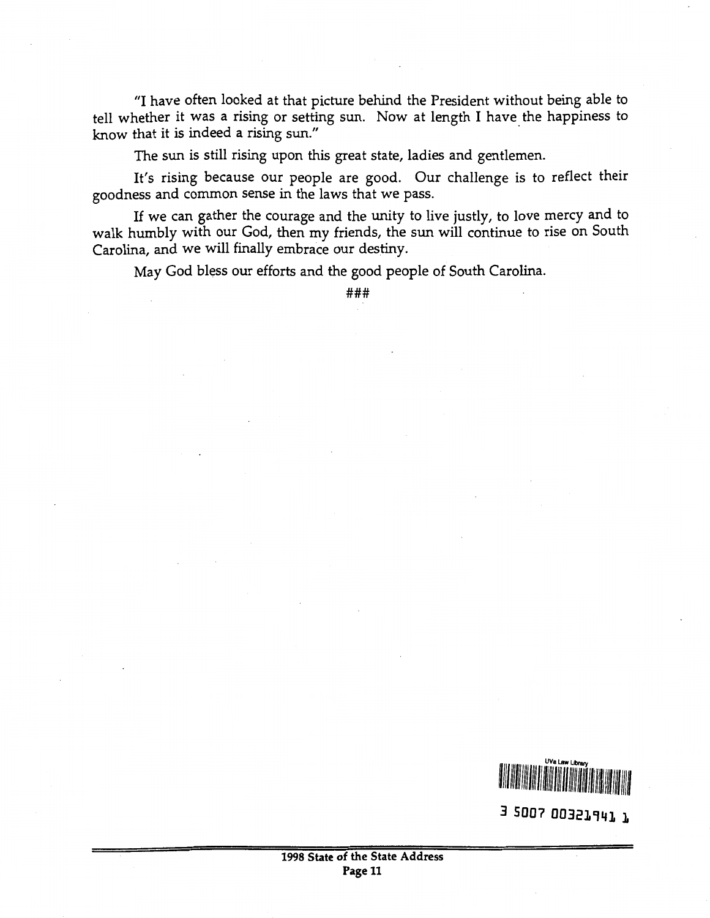"I have often looked at that picture behind the President without being able to tell whether it was a rising or setting sun. Now at length I have the happiness to know that it is indeed a rising sun."

The sun is still rising upon this great state, ladies and gentlemen.

It's rising because our people are good. Our challenge is to reflect their goodness and common sense in the laws that we pass.

If we can gather the courage and the unity to live justly, to love mercy and to walk humbly with our God, then my friends, the sun will continue to rise on South Carolina, and we will finally embrace our destiny.

May God bless our efforts and the good people of South Carolina.

###

UVa Law Library

3 5007 00321941 1